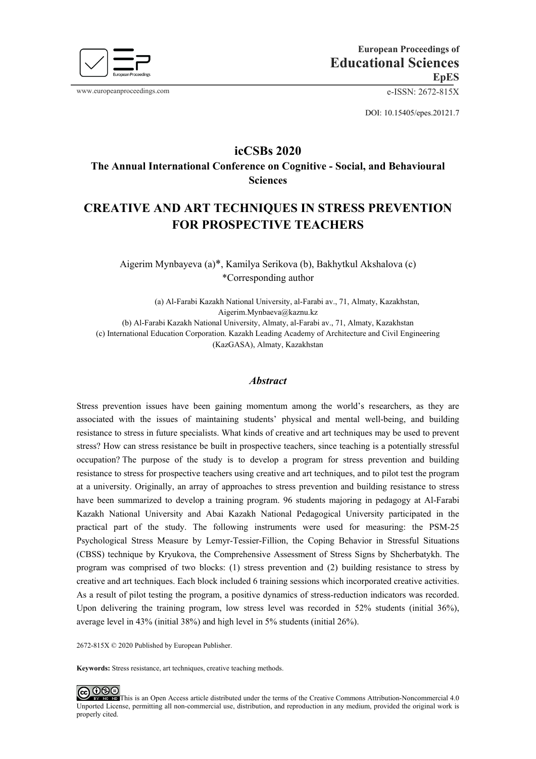European Proceedings of
# Educational Sciences
**EpES**

www.europeanproceedings.com e-ISSN: 2672-815X

DOI: 10.15405/epes.20121.7

## icCSBs 2020
### The Annual International Conference on Cognitive - Social, and Behavioural Sciences

# CREATIVE AND ART TECHNIQUES IN STRESS PREVENTION FOR PROSPECTIVE TEACHERS

Aigerim Mynbayeva (a)*, Kamilya Serikova (b), Bakhytkul Akshalova (c)
*Corresponding author

(a) Al-Farabi Kazakh National University, al-Farabi av., 71, Almaty, Kazakhstan, Aigerim.Mynbaeva@kaznu.kz
(b) Al-Farabi Kazakh National University, Almaty, al-Farabi av., 71, Almaty, Kazakhstan
(c) International Education Corporation. Kazakh Leading Academy of Architecture and Civil Engineering (KazGASA), Almaty, Kazakhstan

## *Abstract*

Stress prevention issues have been gaining momentum among the world's researchers, as they are associated with the issues of maintaining students' physical and mental well-being, and building resistance to stress in future specialists. What kinds of creative and art techniques may be used to prevent stress? How can stress resistance be built in prospective teachers, since teaching is a potentially stressful occupation? The purpose of the study is to develop a program for stress prevention and building resistance to stress for prospective teachers using creative and art techniques, and to pilot test the program at a university. Originally, an array of approaches to stress prevention and building resistance to stress have been summarized to develop a training program. 96 students majoring in pedagogy at Al-Farabi Kazakh National University and Abai Kazakh National Pedagogical University participated in the practical part of the study. The following instruments were used for measuring: the PSM-25 Psychological Stress Measure by Lemyr-Tessier-Fillion, the Coping Behavior in Stressful Situations (CBSS) technique by Kryukova, the Comprehensive Assessment of Stress Signs by Shcherbatykh. The program was comprised of two blocks: (1) stress prevention and (2) building resistance to stress by creative and art techniques. Each block included 6 training sessions which incorporated creative activities. As a result of pilot testing the program, a positive dynamics of stress-reduction indicators was recorded. Upon delivering the training program, low stress level was recorded in 52% students (initial 36%), average level in 43% (initial 38%) and high level in 5% students (initial 26%).

2672-815X © 2020 Published by European Publisher.

**Keywords:** Stress resistance, art techniques, creative teaching methods.

This is an Open Access article distributed under the terms of the Creative Commons Attribution-Noncommercial 4.0 Unported License, permitting all non-commercial use, distribution, and reproduction in any medium, provided the original work is properly cited.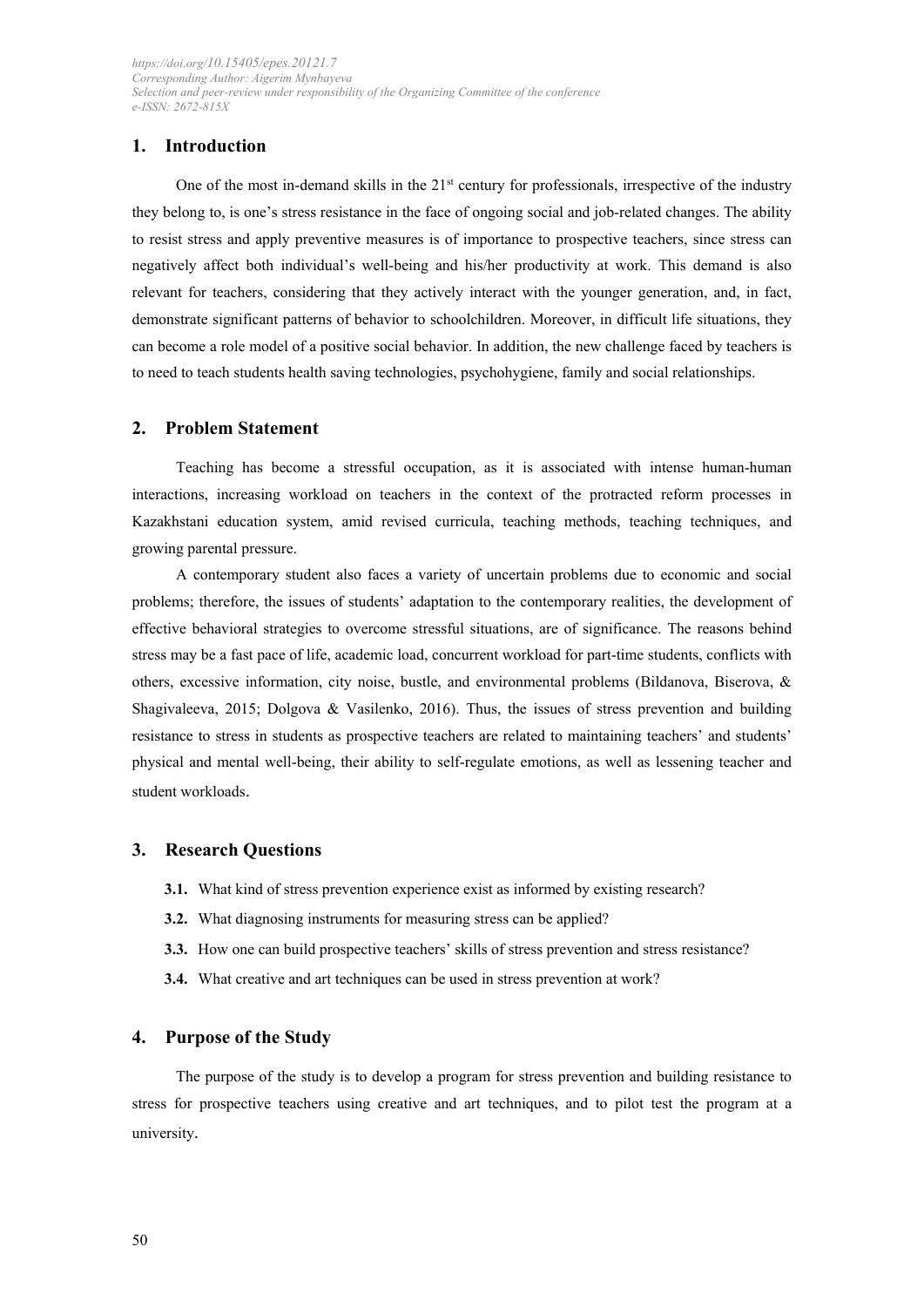https://doi.org/10.15405/epes.20121.7
Corresponding Author: Aigerim Mynbayeva
Selection and peer-review under responsibility of the Organizing Committee of the conference
e-ISSN: 2672-815X

## 1. Introduction

One of the most in-demand skills in the 21st century for professionals, irrespective of the industry they belong to, is one's stress resistance in the face of ongoing social and job-related changes. The ability to resist stress and apply preventive measures is of importance to prospective teachers, since stress can negatively affect both individual's well-being and his/her productivity at work. This demand is also relevant for teachers, considering that they actively interact with the younger generation, and, in fact, demonstrate significant patterns of behavior to schoolchildren. Moreover, in difficult life situations, they can become a role model of a positive social behavior. In addition, the new challenge faced by teachers is to need to teach students health saving technologies, psychohygiene, family and social relationships.

## 2. Problem Statement

Teaching has become a stressful occupation, as it is associated with intense human-human interactions, increasing workload on teachers in the context of the protracted reform processes in Kazakhstani education system, amid revised curricula, teaching methods, teaching techniques, and growing parental pressure.

A contemporary student also faces a variety of uncertain problems due to economic and social problems; therefore, the issues of students' adaptation to the contemporary realities, the development of effective behavioral strategies to overcome stressful situations, are of significance. The reasons behind stress may be a fast pace of life, academic load, concurrent workload for part-time students, conflicts with others, excessive information, city noise, bustle, and environmental problems (Bildanova, Biserova, & Shagivaleeva, 2015; Dolgova & Vasilenko, 2016). Thus, the issues of stress prevention and building resistance to stress in students as prospective teachers are related to maintaining teachers' and students' physical and mental well-being, their ability to self-regulate emotions, as well as lessening teacher and student workloads.

## 3. Research Questions

**3.1.** What kind of stress prevention experience exist as informed by existing research?

**3.2.** What diagnosing instruments for measuring stress can be applied?

**3.3.** How one can build prospective teachers' skills of stress prevention and stress resistance?

**3.4.** What creative and art techniques can be used in stress prevention at work?

## 4. Purpose of the Study

The purpose of the study is to develop a program for stress prevention and building resistance to stress for prospective teachers using creative and art techniques, and to pilot test the program at a university.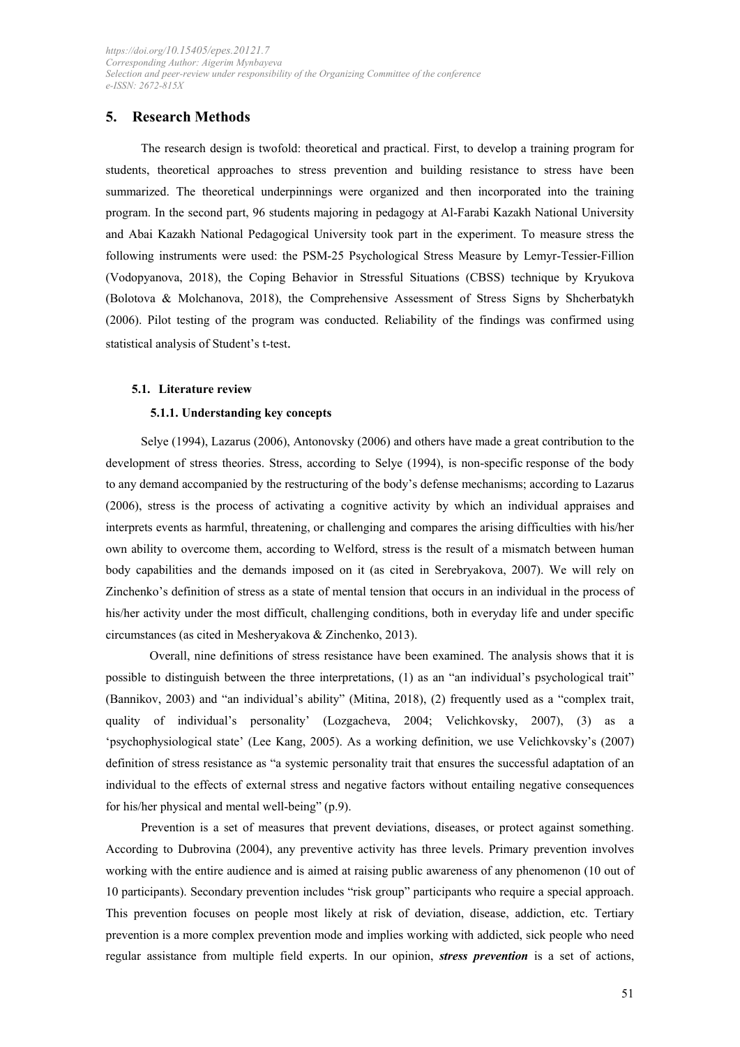## 5. Research Methods

The research design is twofold: theoretical and practical. First, to develop a training program for students, theoretical approaches to stress prevention and building resistance to stress have been summarized. The theoretical underpinnings were organized and then incorporated into the training program. In the second part, 96 students majoring in pedagogy at Al-Farabi Kazakh National University and Abai Kazakh National Pedagogical University took part in the experiment. To measure stress the following instruments were used: the PSM-25 Psychological Stress Measure by Lemyr-Tessier-Fillion (Vodopyanova, 2018), the Coping Behavior in Stressful Situations (CBSS) technique by Kryukova (Bolotova & Molchanova, 2018), the Comprehensive Assessment of Stress Signs by Shcherbatykh (2006). Pilot testing of the program was conducted. Reliability of the findings was confirmed using statistical analysis of Student's t-test.

### 5.1. Literature review

#### 5.1.1. Understanding key concepts

Selye (1994), Lazarus (2006), Antonovsky (2006) and others have made a great contribution to the development of stress theories. Stress, according to Selye (1994), is non-specific response of the body to any demand accompanied by the restructuring of the body's defense mechanisms; according to Lazarus (2006), stress is the process of activating a cognitive activity by which an individual appraises and interprets events as harmful, threatening, or challenging and compares the arising difficulties with his/her own ability to overcome them, according to Welford, stress is the result of a mismatch between human body capabilities and the demands imposed on it (as cited in Serebryakova, 2007). We will rely on Zinchenko's definition of stress as a state of mental tension that occurs in an individual in the process of his/her activity under the most difficult, challenging conditions, both in everyday life and under specific circumstances (as cited in Mesheryakova & Zinchenko, 2013).

Overall, nine definitions of stress resistance have been examined. The analysis shows that it is possible to distinguish between the three interpretations, (1) as an "an individual's psychological trait" (Bannikov, 2003) and "an individual's ability" (Mitina, 2018), (2) frequently used as a "complex trait, quality of individual's personality' (Lozgacheva, 2004; Velichkovsky, 2007), (3) as a 'psychophysiological state' (Lee Kang, 2005). As a working definition, we use Velichkovsky's (2007) definition of stress resistance as "a systemic personality trait that ensures the successful adaptation of an individual to the effects of external stress and negative factors without entailing negative consequences for his/her physical and mental well-being" (p.9).

Prevention is a set of measures that prevent deviations, diseases, or protect against something. According to Dubrovina (2004), any preventive activity has three levels. Primary prevention involves working with the entire audience and is aimed at raising public awareness of any phenomenon (10 out of 10 participants). Secondary prevention includes "risk group" participants who require a special approach. This prevention focuses on people most likely at risk of deviation, disease, addiction, etc. Tertiary prevention is a more complex prevention mode and implies working with addicted, sick people who need regular assistance from multiple field experts. In our opinion, ***stress prevention*** is a set of actions,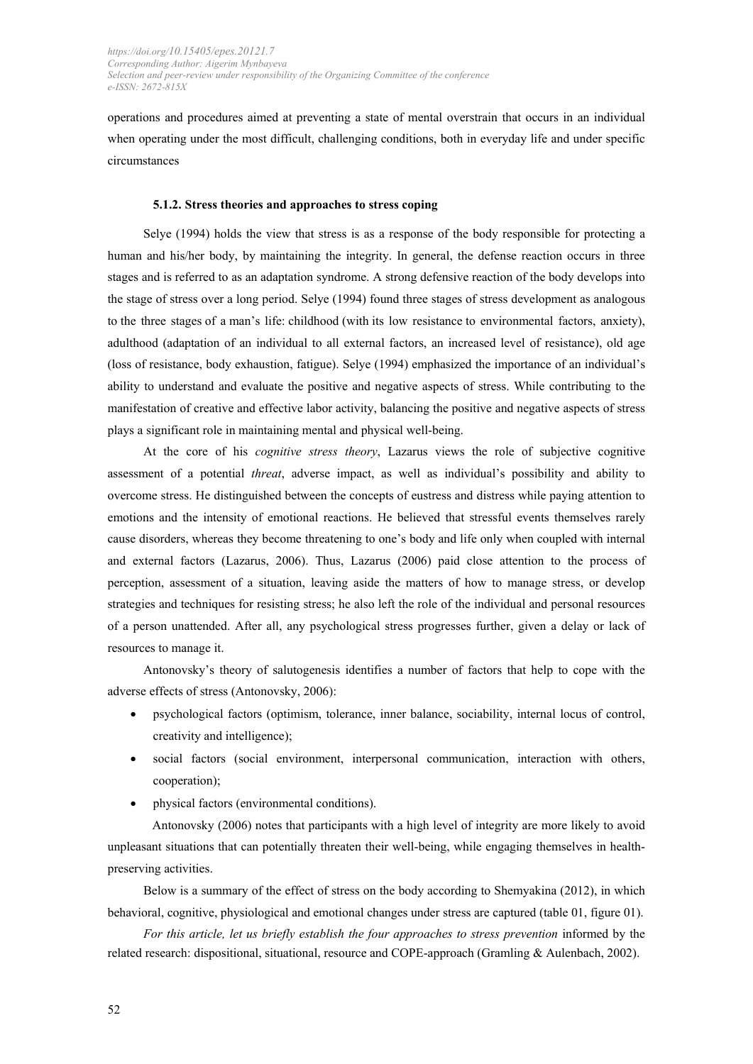operations and procedures aimed at preventing a state of mental overstrain that occurs in an individual when operating under the most difficult, challenging conditions, both in everyday life and under specific circumstances

#### 5.1.2. Stress theories and approaches to stress coping

Selye (1994) holds the view that stress is as a response of the body responsible for protecting a human and his/her body, by maintaining the integrity. In general, the defense reaction occurs in three stages and is referred to as an adaptation syndrome. A strong defensive reaction of the body develops into the stage of stress over a long period. Selye (1994) found three stages of stress development as analogous to the three stages of a man's life: childhood (with its low resistance to environmental factors, anxiety), adulthood (adaptation of an individual to all external factors, an increased level of resistance), old age (loss of resistance, body exhaustion, fatigue). Selye (1994) emphasized the importance of an individual's ability to understand and evaluate the positive and negative aspects of stress. While contributing to the manifestation of creative and effective labor activity, balancing the positive and negative aspects of stress plays a significant role in maintaining mental and physical well-being.

At the core of his *cognitive stress theory*, Lazarus views the role of subjective cognitive assessment of a potential *threat*, adverse impact, as well as individual's possibility and ability to overcome stress. He distinguished between the concepts of eustress and distress while paying attention to emotions and the intensity of emotional reactions. He believed that stressful events themselves rarely cause disorders, whereas they become threatening to one's body and life only when coupled with internal and external factors (Lazarus, 2006). Thus, Lazarus (2006) paid close attention to the process of perception, assessment of a situation, leaving aside the matters of how to manage stress, or develop strategies and techniques for resisting stress; he also left the role of the individual and personal resources of a person unattended. After all, any psychological stress progresses further, given a delay or lack of resources to manage it.

Antonovsky's theory of salutogenesis identifies a number of factors that help to cope with the adverse effects of stress (Antonovsky, 2006):

- psychological factors (optimism, tolerance, inner balance, sociability, internal locus of control, creativity and intelligence);
- social factors (social environment, interpersonal communication, interaction with others, cooperation);
- physical factors (environmental conditions).

Antonovsky (2006) notes that participants with a high level of integrity are more likely to avoid unpleasant situations that can potentially threaten their well-being, while engaging themselves in health-preserving activities.

Below is a summary of the effect of stress on the body according to Shemyakina (2012), in which behavioral, cognitive, physiological and emotional changes under stress are captured (table 01, figure 01).

*For this article, let us briefly establish the four approaches to stress prevention* informed by the related research: dispositional, situational, resource and COPE-approach (Gramling & Aulenbach, 2002).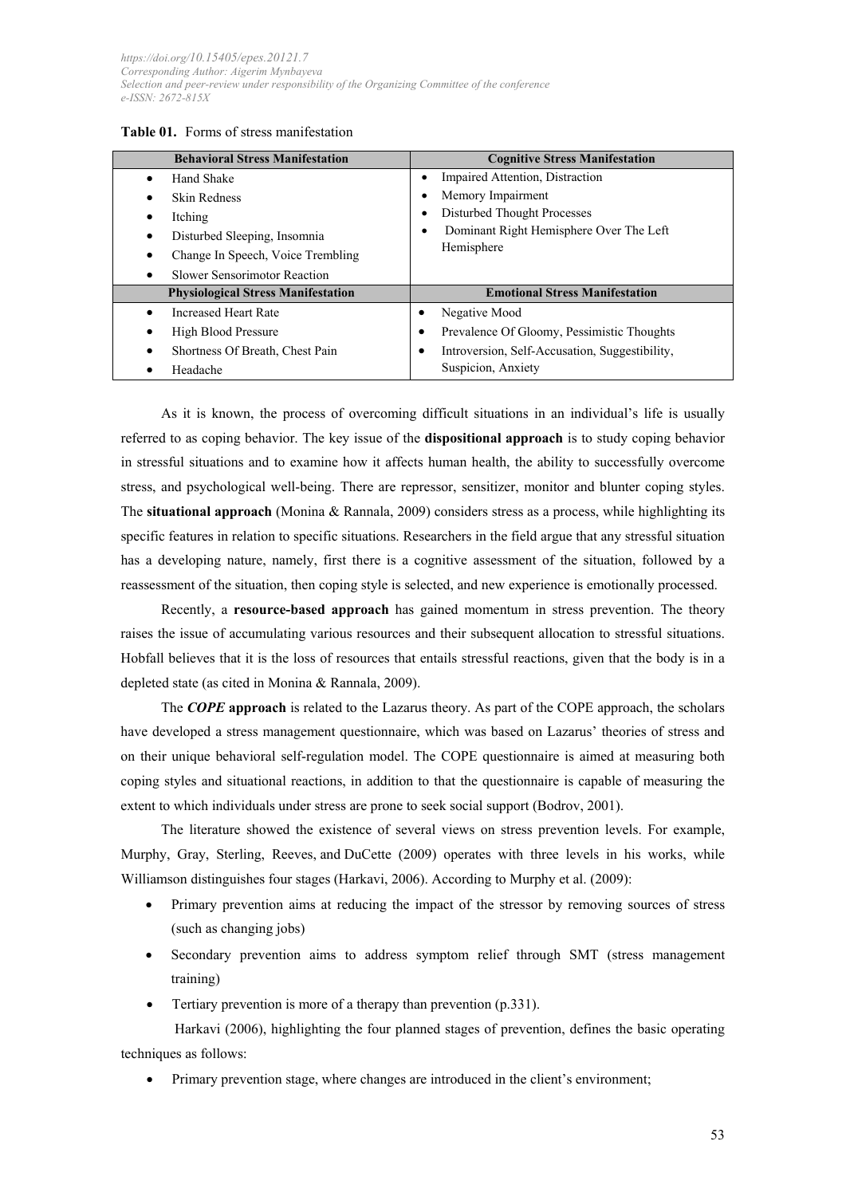**Table 01.** Forms of stress manifestation

| Behavioral Stress Manifestation | Cognitive Stress Manifestation |
|---|---|
| • Hand Shake<br>• Skin Redness<br>• Itching<br>• Disturbed Sleeping, Insomnia<br>• Change In Speech, Voice Trembling<br>• Slower Sensorimotor Reaction | • Impaired Attention, Distraction<br>• Memory Impairment<br>• Disturbed Thought Processes<br>• Dominant Right Hemisphere Over The Left Hemisphere |
| **Physiological Stress Manifestation** | **Emotional Stress Manifestation** |
| • Increased Heart Rate<br>• High Blood Pressure<br>• Shortness Of Breath, Chest Pain<br>• Headache | • Negative Mood<br>• Prevalence Of Gloomy, Pessimistic Thoughts<br>• Introversion, Self-Accusation, Suggestibility, Suspicion, Anxiety |

As it is known, the process of overcoming difficult situations in an individual's life is usually referred to as coping behavior. The key issue of the **dispositional approach** is to study coping behavior in stressful situations and to examine how it affects human health, the ability to successfully overcome stress, and psychological well-being. There are repressor, sensitizer, monitor and blunter coping styles. The **situational approach** (Monina & Rannala, 2009) considers stress as a process, while highlighting its specific features in relation to specific situations. Researchers in the field argue that any stressful situation has a developing nature, namely, first there is a cognitive assessment of the situation, followed by a reassessment of the situation, then coping style is selected, and new experience is emotionally processed.

Recently, a **resource-based approach** has gained momentum in stress prevention. The theory raises the issue of accumulating various resources and their subsequent allocation to stressful situations. Hobfall believes that it is the loss of resources that entails stressful reactions, given that the body is in a depleted state (as cited in Monina & Rannala, 2009).

The ***COPE*** **approach** is related to the Lazarus theory. As part of the COPE approach, the scholars have developed a stress management questionnaire, which was based on Lazarus' theories of stress and on their unique behavioral self-regulation model. The COPE questionnaire is aimed at measuring both coping styles and situational reactions, in addition to that the questionnaire is capable of measuring the extent to which individuals under stress are prone to seek social support (Bodrov, 2001).

The literature showed the existence of several views on stress prevention levels. For example, Murphy, Gray, Sterling, Reeves, and DuCette (2009) operates with three levels in his works, while Williamson distinguishes four stages (Harkavi, 2006). According to Murphy et al. (2009):

- Primary prevention aims at reducing the impact of the stressor by removing sources of stress (such as changing jobs)
- Secondary prevention aims to address symptom relief through SMT (stress management training)
- Tertiary prevention is more of a therapy than prevention (p.331).

Harkavi (2006), highlighting the four planned stages of prevention, defines the basic operating techniques as follows:

- Primary prevention stage, where changes are introduced in the client's environment;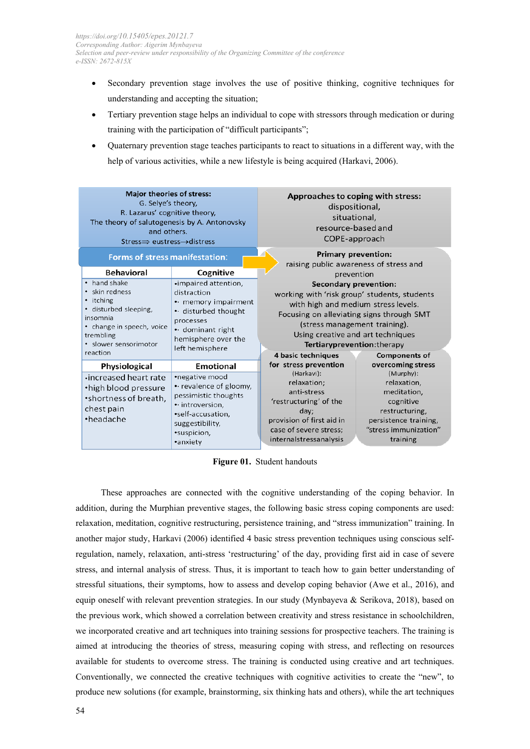- Secondary prevention stage involves the use of positive thinking, cognitive techniques for understanding and accepting the situation;
- Tertiary prevention stage helps an individual to cope with stressors through medication or during training with the participation of "difficult participants";
- Quaternary prevention stage teaches participants to react to situations in a different way, with the help of various activities, while a new lifestyle is being acquired (Harkavi, 2006).

**Major theories of stress:**
G. Selye's theory,
R. Lazarus' cognitive theory,
The theory of salutogenesis by A. Antonovsky and others.
Stress⟹ eustress→distress

**Approaches to coping with stress:**
dispositional,
situational,
resource-based and
COPE-approach

**Forms of stress manifestation:**

| Behavioral | Cognitive |
|---|---|
| • hand shake<br>• skin redness<br>• itching<br>• disturbed sleeping, insomnia<br>• change in speech, voice trembling<br>• slower sensorimotor reaction | •impaired attention, distraction<br>• memory impairment<br>• disturbed thought processes<br>• dominant right hemisphere over the left hemisphere |
| **Physiological** | **Emotional** |
| •increased heart rate<br>•high blood pressure<br>•shortness of breath, chest pain<br>•headache | •negative mood<br>• revalence of gloomy, pessimistic thoughts<br>• introversion,<br>•self-accusation, suggestibility,<br>•suspicion,<br>•anxiety |

**Primary prevention:** raising public awareness of stress and prevention
**Secondary prevention:** working with 'risk group' students, students with high and medium stress levels. Focusing on alleviating signs through SMT (stress management training). Using creative and art techniques
**Tertiaryprevention:**therapy

| 4 basic techniques for stress prevention (Harkavi): | Components of overcoming stress (Murphy): |
|---|---|
| relaxation;<br>anti-stress 'restructuring' of the day;<br>provision of first aid in case of severe stress;<br>internalstressanalysis | relaxation,<br>meditation,<br>cognitive restructuring,<br>persistence training,<br>"stress immunization" training |

**Figure 01.** Student handouts

These approaches are connected with the cognitive understanding of the coping behavior. In addition, during the Murphian preventive stages, the following basic stress coping components are used: relaxation, meditation, cognitive restructuring, persistence training, and "stress immunization" training. In another major study, Harkavi (2006) identified 4 basic stress prevention techniques using conscious self-regulation, namely, relaxation, anti-stress 'restructuring' of the day, providing first aid in case of severe stress, and internal analysis of stress. Thus, it is important to teach how to gain better understanding of stressful situations, their symptoms, how to assess and develop coping behavior (Awe et al., 2016), and equip oneself with relevant prevention strategies. In our study (Mynbayeva & Serikova, 2018), based on the previous work, which showed a correlation between creativity and stress resistance in schoolchildren, we incorporated creative and art techniques into training sessions for prospective teachers. The training is aimed at introducing the theories of stress, measuring coping with stress, and reflecting on resources available for students to overcome stress. The training is conducted using creative and art techniques. Conventionally, we connected the creative techniques with cognitive activities to create the "new", to produce new solutions (for example, brainstorming, six thinking hats and others), while the art techniques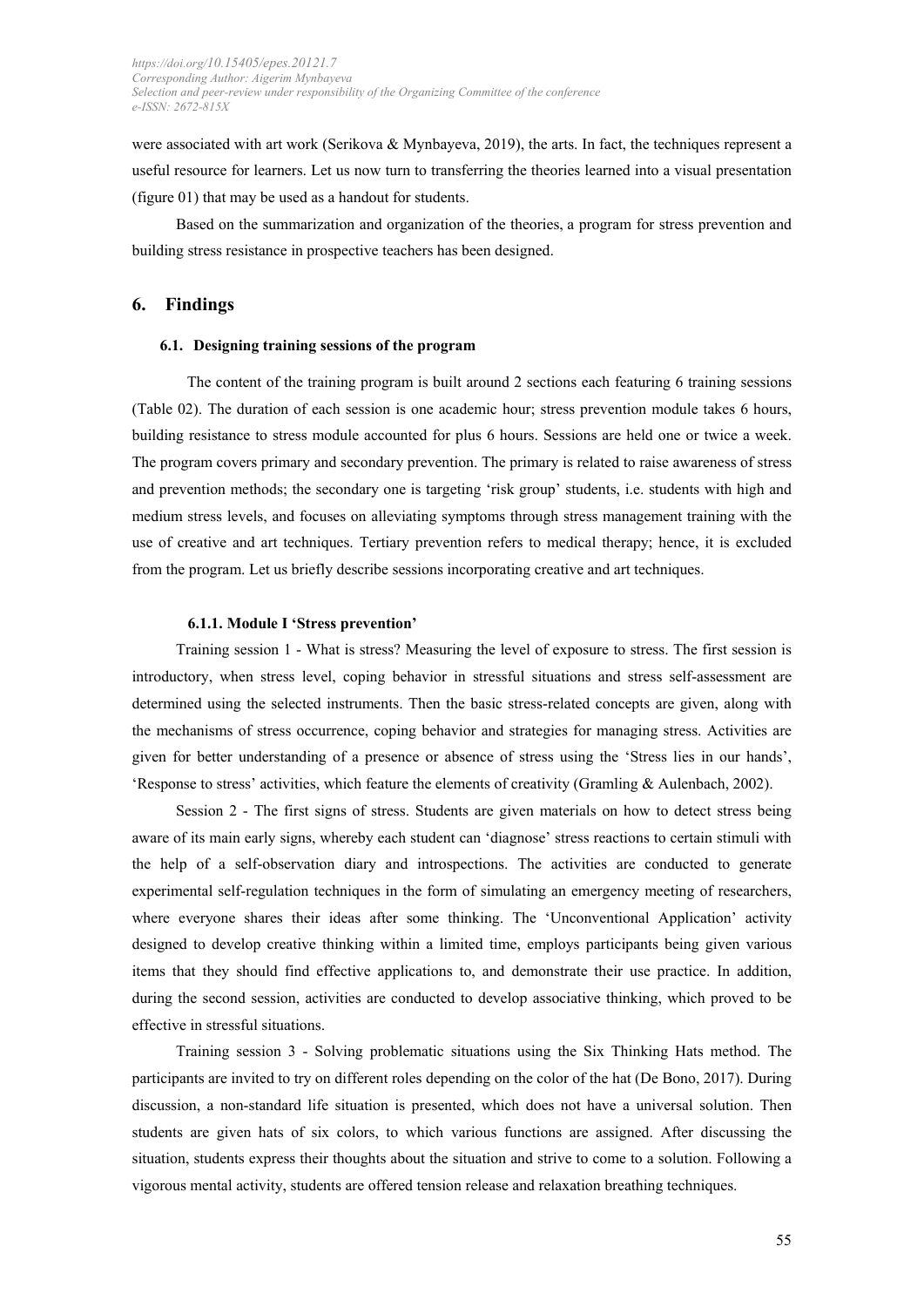were associated with art work (Serikova & Mynbayeva, 2019), the arts. In fact, the techniques represent a useful resource for learners. Let us now turn to transferring the theories learned into a visual presentation (figure 01) that may be used as a handout for students.

Based on the summarization and organization of the theories, a program for stress prevention and building stress resistance in prospective teachers has been designed.

## 6. Findings

### 6.1. Designing training sessions of the program

The content of the training program is built around 2 sections each featuring 6 training sessions (Table 02). The duration of each session is one academic hour; stress prevention module takes 6 hours, building resistance to stress module accounted for plus 6 hours. Sessions are held one or twice a week. The program covers primary and secondary prevention. The primary is related to raise awareness of stress and prevention methods; the secondary one is targeting 'risk group' students, i.e. students with high and medium stress levels, and focuses on alleviating symptoms through stress management training with the use of creative and art techniques. Tertiary prevention refers to medical therapy; hence, it is excluded from the program. Let us briefly describe sessions incorporating creative and art techniques.

#### 6.1.1. Module I 'Stress prevention'

Training session 1 - What is stress? Measuring the level of exposure to stress. The first session is introductory, when stress level, coping behavior in stressful situations and stress self-assessment are determined using the selected instruments. Then the basic stress-related concepts are given, along with the mechanisms of stress occurrence, coping behavior and strategies for managing stress. Activities are given for better understanding of a presence or absence of stress using the 'Stress lies in our hands', 'Response to stress' activities, which feature the elements of creativity (Gramling & Aulenbach, 2002).

Session 2 - The first signs of stress. Students are given materials on how to detect stress being aware of its main early signs, whereby each student can 'diagnose' stress reactions to certain stimuli with the help of a self-observation diary and introspections. The activities are conducted to generate experimental self-regulation techniques in the form of simulating an emergency meeting of researchers, where everyone shares their ideas after some thinking. The 'Unconventional Application' activity designed to develop creative thinking within a limited time, employs participants being given various items that they should find effective applications to, and demonstrate their use practice. In addition, during the second session, activities are conducted to develop associative thinking, which proved to be effective in stressful situations.

Training session 3 - Solving problematic situations using the Six Thinking Hats method. The participants are invited to try on different roles depending on the color of the hat (De Bono, 2017). During discussion, a non-standard life situation is presented, which does not have a universal solution. Then students are given hats of six colors, to which various functions are assigned. After discussing the situation, students express their thoughts about the situation and strive to come to a solution. Following a vigorous mental activity, students are offered tension release and relaxation breathing techniques.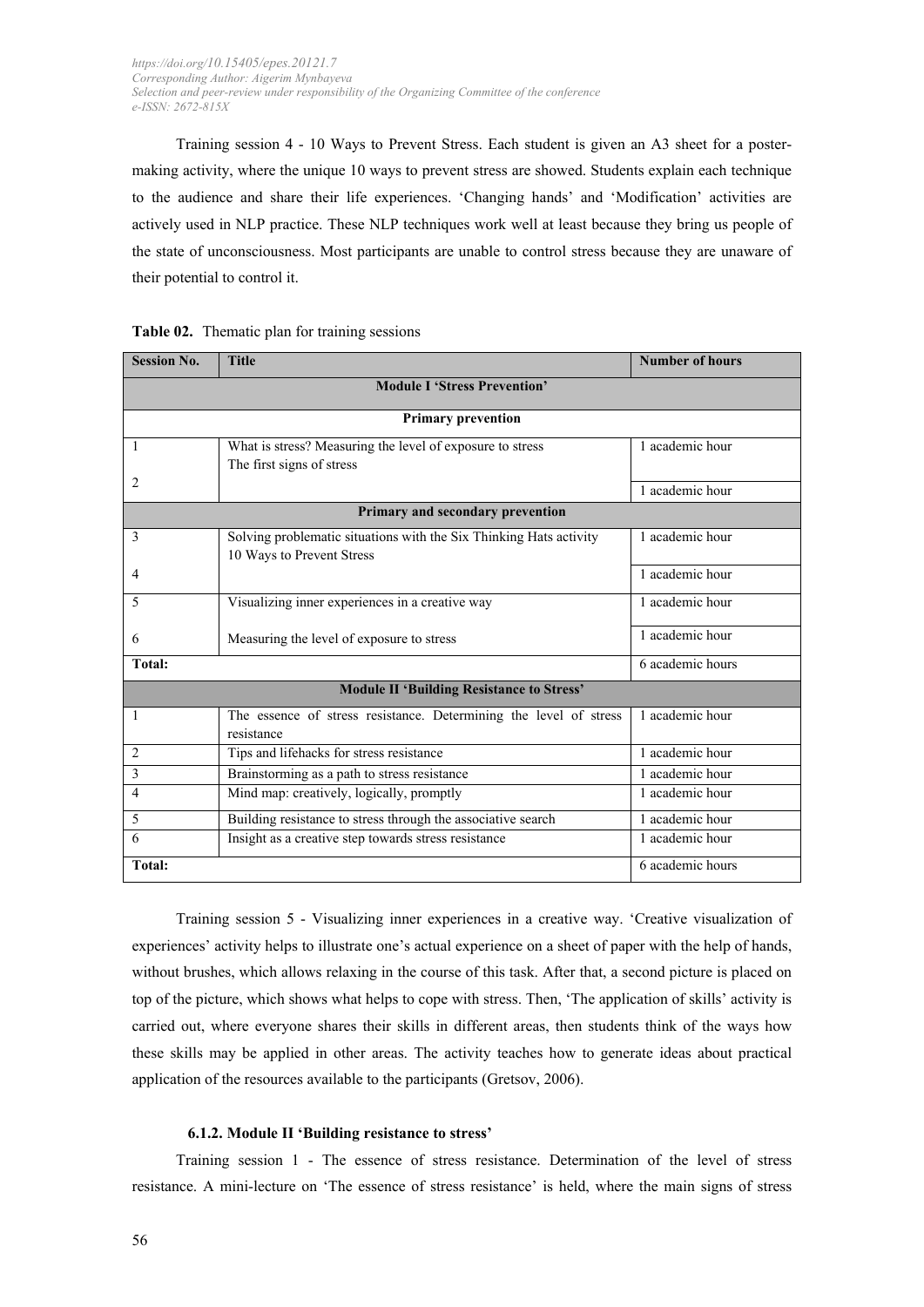Training session 4 - 10 Ways to Prevent Stress. Each student is given an A3 sheet for a poster-making activity, where the unique 10 ways to prevent stress are showed. Students explain each technique to the audience and share their life experiences. 'Changing hands' and 'Modification' activities are actively used in NLP practice. These NLP techniques work well at least because they bring us people of the state of unconsciousness. Most participants are unable to control stress because they are unaware of their potential to control it.

**Table 02.** Thematic plan for training sessions

| Session No. | Title | Number of hours |
|---|---|---|
| **Module I 'Stress Prevention'** | | |
| **Primary prevention** | | |
| 1 | What is stress? Measuring the level of exposure to stress | 1 academic hour |
| 2 | The first signs of stress | 1 academic hour |
| **Primary and secondary prevention** | | |
| 3 | Solving problematic situations with the Six Thinking Hats activity | 1 academic hour |
| 4 | 10 Ways to Prevent Stress | 1 academic hour |
| 5 | Visualizing inner experiences in a creative way | 1 academic hour |
| 6 | Measuring the level of exposure to stress | 1 academic hour |
| **Total:** | | 6 academic hours |
| **Module II 'Building Resistance to Stress'** | | |
| 1 | The essence of stress resistance. Determining the level of stress resistance | 1 academic hour |
| 2 | Tips and lifehacks for stress resistance | 1 academic hour |
| 3 | Brainstorming as a path to stress resistance | 1 academic hour |
| 4 | Mind map: creatively, logically, promptly | 1 academic hour |
| 5 | Building resistance to stress through the associative search | 1 academic hour |
| 6 | Insight as a creative step towards stress resistance | 1 academic hour |
| **Total:** | | 6 academic hours |

Training session 5 - Visualizing inner experiences in a creative way. 'Creative visualization of experiences' activity helps to illustrate one's actual experience on a sheet of paper with the help of hands, without brushes, which allows relaxing in the course of this task. After that, a second picture is placed on top of the picture, which shows what helps to cope with stress. Then, 'The application of skills' activity is carried out, where everyone shares their skills in different areas, then students think of the ways how these skills may be applied in other areas. The activity teaches how to generate ideas about practical application of the resources available to the participants (Gretsov, 2006).

#### 6.1.2. Module II 'Building resistance to stress'

Training session 1 - The essence of stress resistance. Determination of the level of stress resistance. A mini-lecture on 'The essence of stress resistance' is held, where the main signs of stress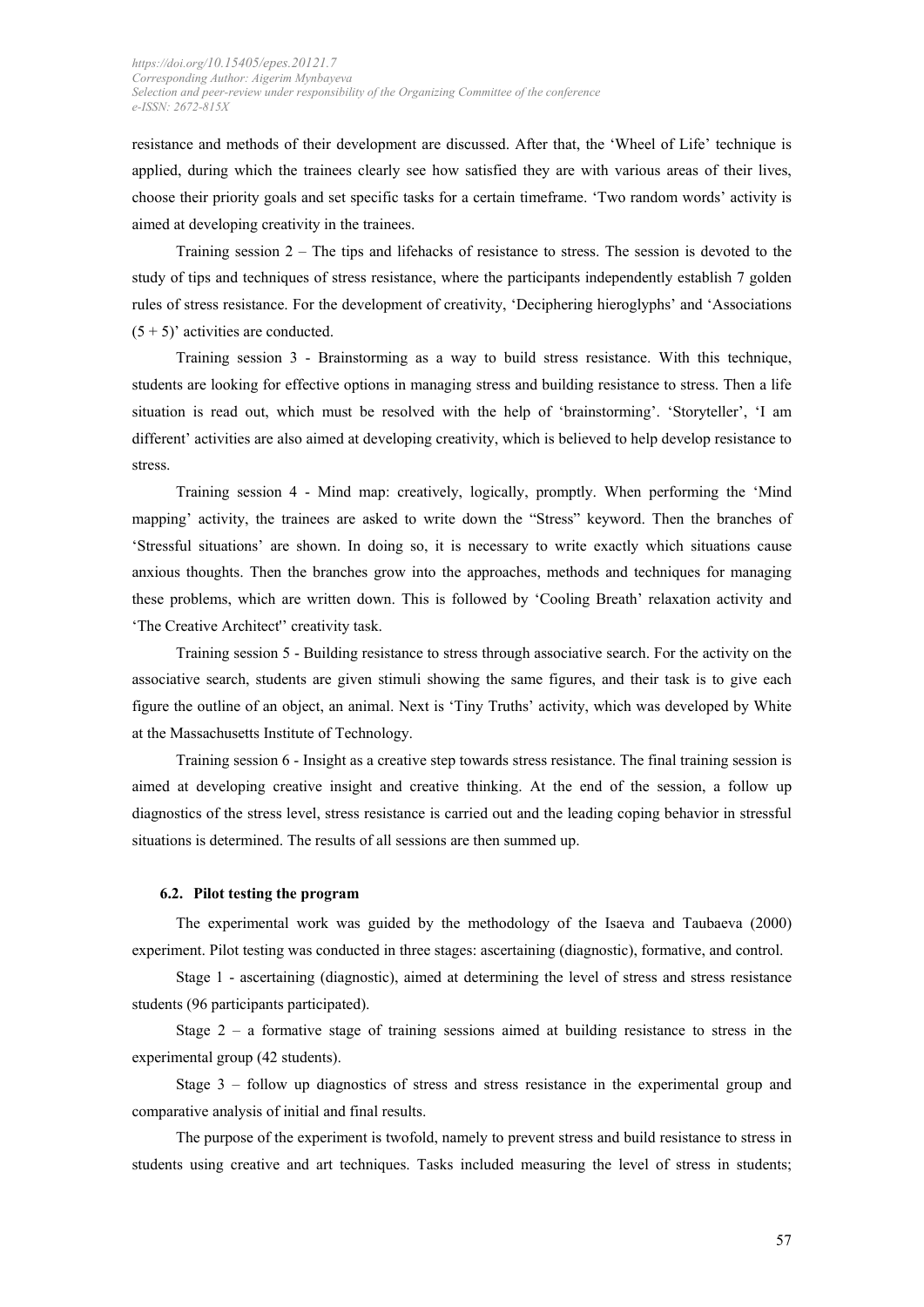resistance and methods of their development are discussed. After that, the 'Wheel of Life' technique is applied, during which the trainees clearly see how satisfied they are with various areas of their lives, choose their priority goals and set specific tasks for a certain timeframe. 'Two random words' activity is aimed at developing creativity in the trainees.

Training session 2 – The tips and lifehacks of resistance to stress. The session is devoted to the study of tips and techniques of stress resistance, where the participants independently establish 7 golden rules of stress resistance. For the development of creativity, 'Deciphering hieroglyphs' and 'Associations (5 + 5)' activities are conducted.

Training session 3 - Brainstorming as a way to build stress resistance. With this technique, students are looking for effective options in managing stress and building resistance to stress. Then a life situation is read out, which must be resolved with the help of 'brainstorming'. 'Storyteller', 'I am different' activities are also aimed at developing creativity, which is believed to help develop resistance to stress.

Training session 4 - Mind map: creatively, logically, promptly. When performing the 'Mind mapping' activity, the trainees are asked to write down the "Stress" keyword. Then the branches of 'Stressful situations' are shown. In doing so, it is necessary to write exactly which situations cause anxious thoughts. Then the branches grow into the approaches, methods and techniques for managing these problems, which are written down. This is followed by 'Cooling Breath' relaxation activity and 'The Creative Architect'' creativity task.

Training session 5 - Building resistance to stress through associative search. For the activity on the associative search, students are given stimuli showing the same figures, and their task is to give each figure the outline of an object, an animal. Next is 'Tiny Truths' activity, which was developed by White at the Massachusetts Institute of Technology.

Training session 6 - Insight as a creative step towards stress resistance. The final training session is aimed at developing creative insight and creative thinking. At the end of the session, a follow up diagnostics of the stress level, stress resistance is carried out and the leading coping behavior in stressful situations is determined. The results of all sessions are then summed up.

### 6.2. Pilot testing the program

The experimental work was guided by the methodology of the Isaeva and Taubaeva (2000) experiment. Pilot testing was conducted in three stages: ascertaining (diagnostic), formative, and control.

Stage 1 - ascertaining (diagnostic), aimed at determining the level of stress and stress resistance students (96 participants participated).

Stage 2 – a formative stage of training sessions aimed at building resistance to stress in the experimental group (42 students).

Stage 3 – follow up diagnostics of stress and stress resistance in the experimental group and comparative analysis of initial and final results.

The purpose of the experiment is twofold, namely to prevent stress and build resistance to stress in students using creative and art techniques. Tasks included measuring the level of stress in students;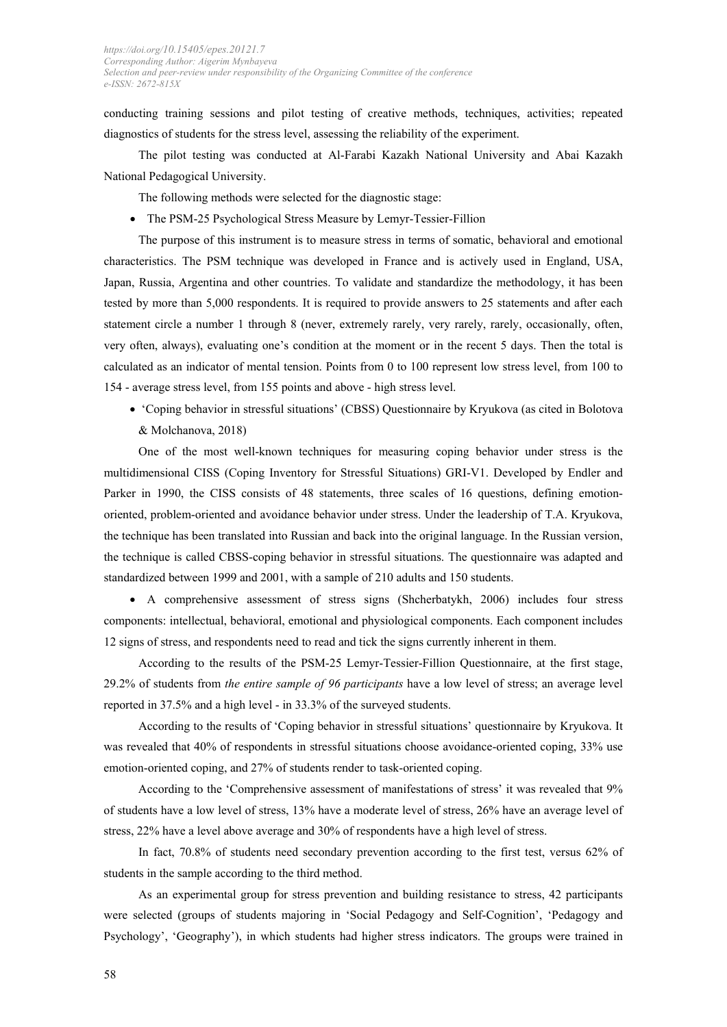conducting training sessions and pilot testing of creative methods, techniques, activities; repeated diagnostics of students for the stress level, assessing the reliability of the experiment.

The pilot testing was conducted at Al-Farabi Kazakh National University and Abai Kazakh National Pedagogical University.

The following methods were selected for the diagnostic stage:

- The PSM-25 Psychological Stress Measure by Lemyr-Tessier-Fillion

The purpose of this instrument is to measure stress in terms of somatic, behavioral and emotional characteristics. The PSM technique was developed in France and is actively used in England, USA, Japan, Russia, Argentina and other countries. To validate and standardize the methodology, it has been tested by more than 5,000 respondents. It is required to provide answers to 25 statements and after each statement circle a number 1 through 8 (never, extremely rarely, very rarely, rarely, occasionally, often, very often, always), evaluating one's condition at the moment or in the recent 5 days. Then the total is calculated as an indicator of mental tension. Points from 0 to 100 represent low stress level, from 100 to 154 - average stress level, from 155 points and above - high stress level.

- 'Coping behavior in stressful situations' (CBSS) Questionnaire by Kryukova (as cited in Bolotova & Molchanova, 2018)

One of the most well-known techniques for measuring coping behavior under stress is the multidimensional CISS (Coping Inventory for Stressful Situations) GRI-V1. Developed by Endler and Parker in 1990, the CISS consists of 48 statements, three scales of 16 questions, defining emotion-oriented, problem-oriented and avoidance behavior under stress. Under the leadership of T.A. Kryukova, the technique has been translated into Russian and back into the original language. In the Russian version, the technique is called CBSS-coping behavior in stressful situations. The questionnaire was adapted and standardized between 1999 and 2001, with a sample of 210 adults and 150 students.

- A comprehensive assessment of stress signs (Shcherbatykh, 2006) includes four stress components: intellectual, behavioral, emotional and physiological components. Each component includes 12 signs of stress, and respondents need to read and tick the signs currently inherent in them.

According to the results of the PSM-25 Lemyr-Tessier-Fillion Questionnaire, at the first stage, 29.2% of students from *the entire sample of 96 participants* have a low level of stress; an average level reported in 37.5% and a high level - in 33.3% of the surveyed students.

According to the results of 'Coping behavior in stressful situations' questionnaire by Kryukova. It was revealed that 40% of respondents in stressful situations choose avoidance-oriented coping, 33% use emotion-oriented coping, and 27% of students render to task-oriented coping.

According to the 'Comprehensive assessment of manifestations of stress' it was revealed that 9% of students have a low level of stress, 13% have a moderate level of stress, 26% have an average level of stress, 22% have a level above average and 30% of respondents have a high level of stress.

In fact, 70.8% of students need secondary prevention according to the first test, versus 62% of students in the sample according to the third method.

As an experimental group for stress prevention and building resistance to stress, 42 participants were selected (groups of students majoring in 'Social Pedagogy and Self-Cognition', 'Pedagogy and Psychology', 'Geography'), in which students had higher stress indicators. The groups were trained in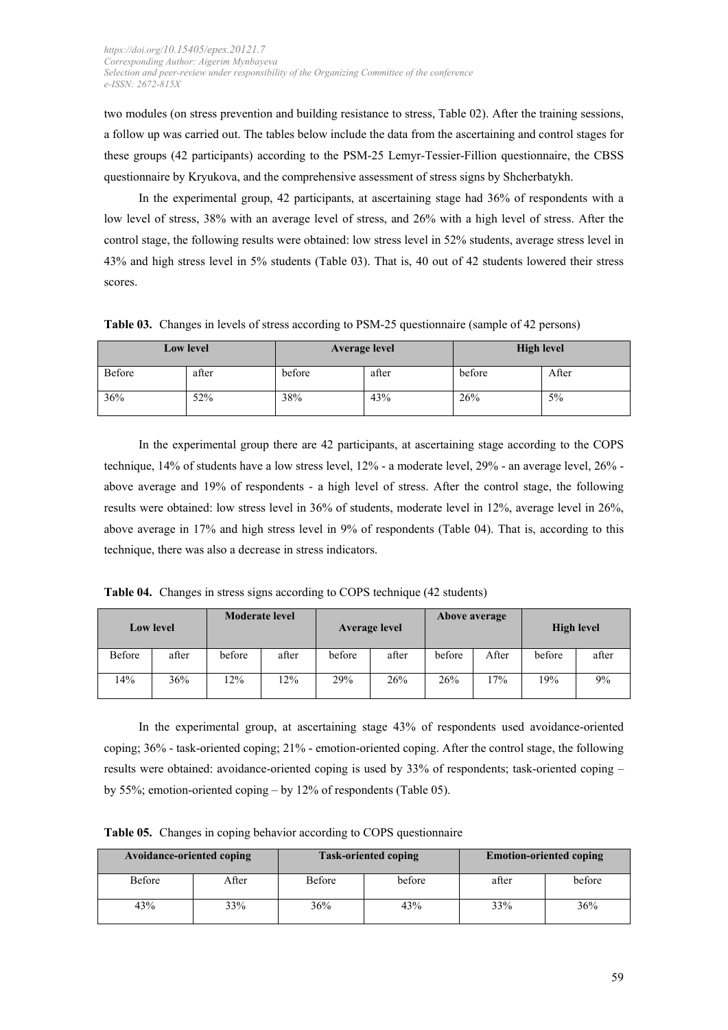two modules (on stress prevention and building resistance to stress, Table 02). After the training sessions, a follow up was carried out. The tables below include the data from the ascertaining and control stages for these groups (42 participants) according to the PSM-25 Lemyr-Tessier-Fillion questionnaire, the CBSS questionnaire by Kryukova, and the comprehensive assessment of stress signs by Shcherbatykh.

In the experimental group, 42 participants, at ascertaining stage had 36% of respondents with a low level of stress, 38% with an average level of stress, and 26% with a high level of stress. After the control stage, the following results were obtained: low stress level in 52% students, average stress level in 43% and high stress level in 5% students (Table 03). That is, 40 out of 42 students lowered their stress scores.

**Table 03.** Changes in levels of stress according to PSM-25 questionnaire (sample of 42 persons)

| Low level | | Average level | | High level | |
|---|---|---|---|---|---|
| Before | after | before | after | before | After |
| 36% | 52% | 38% | 43% | 26% | 5% |

In the experimental group there are 42 participants, at ascertaining stage according to the COPS technique, 14% of students have a low stress level, 12% - a moderate level, 29% - an average level, 26% - above average and 19% of respondents - a high level of stress. After the control stage, the following results were obtained: low stress level in 36% of students, moderate level in 12%, average level in 26%, above average in 17% and high stress level in 9% of respondents (Table 04). That is, according to this technique, there was also a decrease in stress indicators.

**Table 04.** Changes in stress signs according to COPS technique (42 students)

| Low level | | Moderate level | | Average level | | Above average | | High level | |
|---|---|---|---|---|---|---|---|---|---|
| Before | after | before | after | before | after | before | After | before | after |
| 14% | 36% | 12% | 12% | 29% | 26% | 26% | 17% | 19% | 9% |

In the experimental group, at ascertaining stage 43% of respondents used avoidance-oriented coping; 36% - task-oriented coping; 21% - emotion-oriented coping. After the control stage, the following results were obtained: avoidance-oriented coping is used by 33% of respondents; task-oriented coping – by 55%; emotion-oriented coping – by 12% of respondents (Table 05).

**Table 05.** Changes in coping behavior according to COPS questionnaire

| Avoidance-oriented coping | | Task-oriented coping | | Emotion-oriented coping | |
|---|---|---|---|---|---|
| Before | After | Before | before | after | before |
| 43% | 33% | 36% | 43% | 33% | 36% |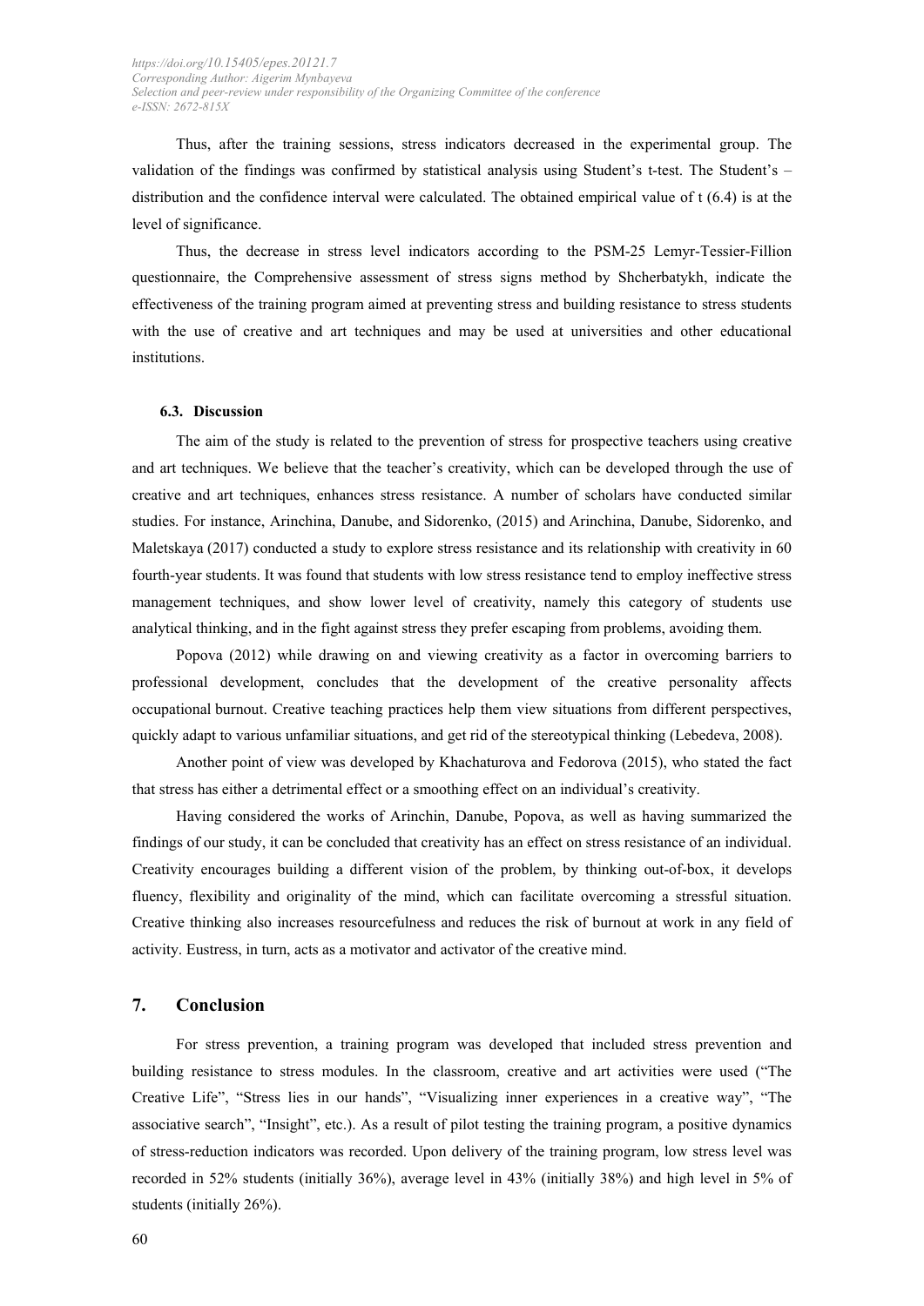Thus, after the training sessions, stress indicators decreased in the experimental group. The validation of the findings was confirmed by statistical analysis using Student's t-test. The Student's – distribution and the confidence interval were calculated. The obtained empirical value of t (6.4) is at the level of significance.

Thus, the decrease in stress level indicators according to the PSM-25 Lemyr-Tessier-Fillion questionnaire, the Comprehensive assessment of stress signs method by Shcherbatykh, indicate the effectiveness of the training program aimed at preventing stress and building resistance to stress students with the use of creative and art techniques and may be used at universities and other educational institutions.

### 6.3. Discussion

The aim of the study is related to the prevention of stress for prospective teachers using creative and art techniques. We believe that the teacher's creativity, which can be developed through the use of creative and art techniques, enhances stress resistance. A number of scholars have conducted similar studies. For instance, Arinchina, Danube, and Sidorenko, (2015) and Arinchina, Danube, Sidorenko, and Maletskaya (2017) conducted a study to explore stress resistance and its relationship with creativity in 60 fourth-year students. It was found that students with low stress resistance tend to employ ineffective stress management techniques, and show lower level of creativity, namely this category of students use analytical thinking, and in the fight against stress they prefer escaping from problems, avoiding them.

Popova (2012) while drawing on and viewing creativity as a factor in overcoming barriers to professional development, concludes that the development of the creative personality affects occupational burnout. Creative teaching practices help them view situations from different perspectives, quickly adapt to various unfamiliar situations, and get rid of the stereotypical thinking (Lebedeva, 2008).

Another point of view was developed by Khachaturova and Fedorova (2015), who stated the fact that stress has either a detrimental effect or a smoothing effect on an individual's creativity.

Having considered the works of Arinchin, Danube, Popova, as well as having summarized the findings of our study, it can be concluded that creativity has an effect on stress resistance of an individual. Creativity encourages building a different vision of the problem, by thinking out-of-box, it develops fluency, flexibility and originality of the mind, which can facilitate overcoming a stressful situation. Creative thinking also increases resourcefulness and reduces the risk of burnout at work in any field of activity. Eustress, in turn, acts as a motivator and activator of the creative mind.

## 7. Conclusion

For stress prevention, a training program was developed that included stress prevention and building resistance to stress modules. In the classroom, creative and art activities were used ("The Creative Life", "Stress lies in our hands", "Visualizing inner experiences in a creative way", "The associative search", "Insight", etc.). As a result of pilot testing the training program, a positive dynamics of stress-reduction indicators was recorded. Upon delivery of the training program, low stress level was recorded in 52% students (initially 36%), average level in 43% (initially 38%) and high level in 5% of students (initially 26%).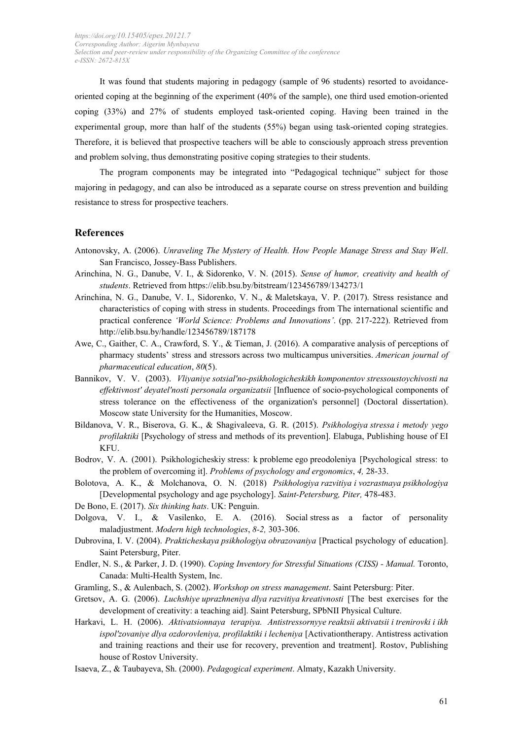It was found that students majoring in pedagogy (sample of 96 students) resorted to avoidance-oriented coping at the beginning of the experiment (40% of the sample), one third used emotion-oriented coping (33%) and 27% of students employed task-oriented coping. Having been trained in the experimental group, more than half of the students (55%) began using task-oriented coping strategies. Therefore, it is believed that prospective teachers will be able to consciously approach stress prevention and problem solving, thus demonstrating positive coping strategies to their students.

The program components may be integrated into "Pedagogical technique" subject for those majoring in pedagogy, and can also be introduced as a separate course on stress prevention and building resistance to stress for prospective teachers.

## References

Antonovsky, A. (2006). *Unraveling The Mystery of Health. How People Manage Stress and Stay Well*. San Francisco, Jossey-Bass Publishers.

Arinchina, N. G., Danube, V. I., & Sidorenko, V. N. (2015). *Sense of humor, creativity and health of students*. Retrieved from https://elib.bsu.by/bitstream/123456789/134273/1

Arinchina, N. G., Danube, V. I., Sidorenko, V. N., & Maletskaya, V. P. (2017). Stress resistance and characteristics of coping with stress in students. Proceedings from The international scientific and practical conference *'World Science: Problems and Innovations'*. (pp. 217-222). Retrieved from http://elib.bsu.by/handle/123456789/187178

Awe, C., Gaither, C. A., Crawford, S. Y., & Tieman, J. (2016). A comparative analysis of perceptions of pharmacy students' stress and stressors across two multicampus universities. *American journal of pharmaceutical education*, *80*(5).

Bannikov, V. V. (2003). *Vliyaniye sotsial'no-psikhologicheskikh komponentov stressoustoychivosti na effektivnost' deyatel'nosti personala organizatsii* [Influence of socio-psychological components of stress tolerance on the effectiveness of the organization's personnel] (Doctoral dissertation). Moscow state University for the Humanities, Moscow.

Bildanova, V. R., Biserova, G. K., & Shagivaleeva, G. R. (2015). *Psikhologiya stressa i metody yego profilaktiki* [Psychology of stress and methods of its prevention]. Elabuga, Publishing house of EI KFU.

Bodrov, V. A. (2001). Psikhologicheskiy stress: k probleme ego preodoleniya [Psychological stress: to the problem of overcoming it]. *Problems of psychology and ergonomics*, *4,* 28-33.

Bolotova, A. K., & Molchanova, O. N. (2018) *Psikhologiya razvitiya i vozrastnaya psikhologiya* [Developmental psychology and age psychology]. *Saint-Petersburg, Piter,* 478-483.

De Bono, E. (2017). *Six thinking hats*. UK: Penguin.

Dolgova, V. I., & Vasilenko, E. A. (2016). Social stress as a factor of personality maladjustment. *Modern high technologies*, *8-2,* 303-306.

Dubrovina, I. V. (2004). *Prakticheskaya psikhologiya obrazovaniya* [Practical psychology of education]. Saint Petersburg, Piter.

Endler, N. S., & Parker, J. D. (1990). *Coping Inventory for Stressful Situations (CISS) - Manual.* Toronto, Canada: Multi-Health System, Inc.

Gramling, S., & Aulenbach, S. (2002). *Workshop on stress management*. Saint Petersburg: Piter.

Gretsov, A. G. (2006). *Luchshiye uprazhneniya dlya razvitiya kreativnosti* [The best exercises for the development of creativity: a teaching aid]. Saint Petersburg, SPbNII Physical Culture.

Harkavi, L. H. (2006). *Aktivatsionnaya terapiya. Antistressornyye reaktsii aktivatsii i trenirovki i ikh ispol'zovaniye dlya ozdorovleniya, profilaktiki i lecheniya* [Activationtherapy. Antistress activation and training reactions and their use for recovery, prevention and treatment]. Rostov, Publishing house of Rostov University.

Isaeva, Z., & Taubayeva, Sh. (2000). *Pedagogical experiment*. Almaty, Kazakh University.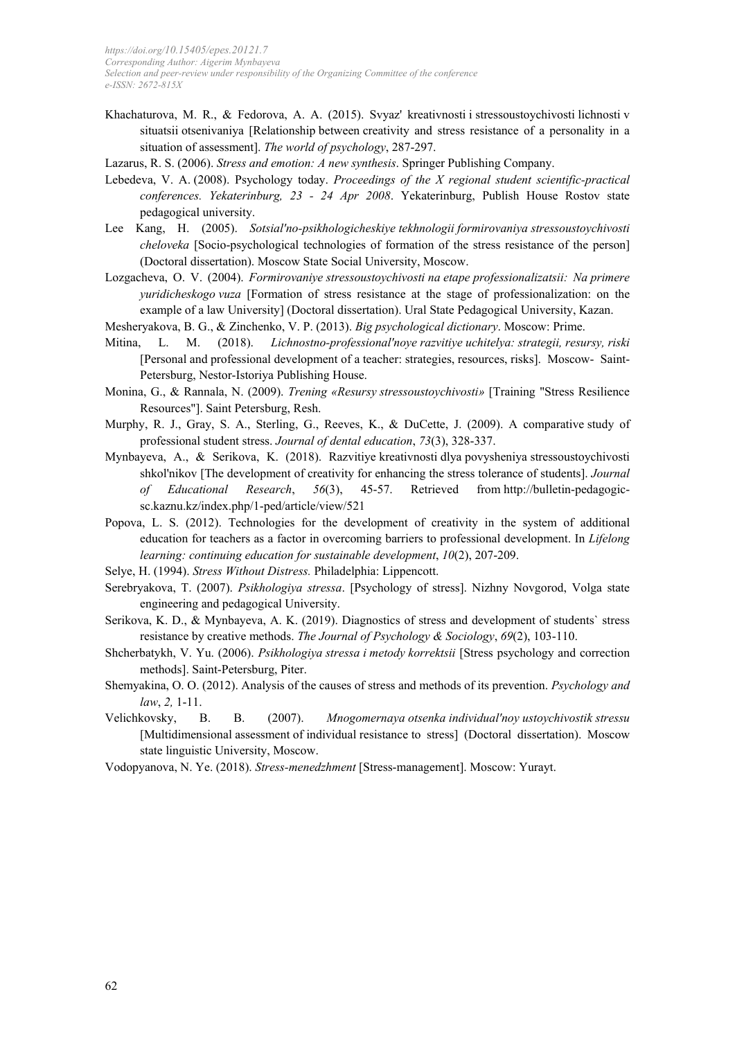Khachaturova, M. R., & Fedorova, A. A. (2015). Svyaz' kreativnosti i stressoustoychivosti lichnosti v situatsii otsenivaniya [Relationship between creativity and stress resistance of a personality in a situation of assessment]. *The world of psychology*, 287-297.

Lazarus, R. S. (2006). *Stress and emotion: A new synthesis*. Springer Publishing Company.

Lebedeva, V. A. (2008). Psychology today. *Proceedings of the X regional student scientific-practical conferences. Yekaterinburg, 23 - 24 Apr 2008*. Yekaterinburg, Publish House Rostov state pedagogical university.

Lee Kang, H. (2005). *Sotsial'no-psikhologicheskiye tekhnologii formirovaniya stressoustoychivosti cheloveka* [Socio-psychological technologies of formation of the stress resistance of the person] (Doctoral dissertation). Moscow State Social University, Moscow.

Lozgacheva, O. V. (2004). *Formirovaniye stressoustoychivosti na etape professionalizatsii: Na primere yuridicheskogo vuza* [Formation of stress resistance at the stage of professionalization: on the example of a law University] (Doctoral dissertation). Ural State Pedagogical University, Kazan.

Mesheryakova, B. G., & Zinchenko, V. P. (2013). *Big psychological dictionary*. Moscow: Prime.

Mitina, L. M. (2018). *Lichnostno-professional'noye razvitiye uchitelya: strategii, resursy, riski* [Personal and professional development of a teacher: strategies, resources, risks]. Moscow- Saint-Petersburg, Nestor-Istoriya Publishing House.

Monina, G., & Rannala, N. (2009). *Trening «Resursy stressoustoychivosti»* [Training "Stress Resilience Resources"]. Saint Petersburg, Resh.

Murphy, R. J., Gray, S. A., Sterling, G., Reeves, K., & DuCette, J. (2009). A comparative study of professional student stress. *Journal of dental education*, *73*(3), 328-337.

Mynbayeva, A., & Serikova, K. (2018). Razvitiye kreativnosti dlya povysheniya stressoustoychivosti shkol'nikov [The development of creativity for enhancing the stress tolerance of students]. *Journal of Educational Research*, *56*(3), 45-57. Retrieved from http://bulletin-pedagogic-sc.kaznu.kz/index.php/1-ped/article/view/521

Popova, L. S. (2012). Technologies for the development of creativity in the system of additional education for teachers as a factor in overcoming barriers to professional development. In *Lifelong learning: continuing education for sustainable development*, *10*(2), 207-209.

Selye, H. (1994). *Stress Without Distress.* Philadelphia: Lippencott.

Serebryakova, T. (2007). *Psikhologiya stressa*. [Psychology of stress]. Nizhny Novgorod, Volga state engineering and pedagogical University.

Serikova, K. D., & Mynbayeva, A. K. (2019). Diagnostics of stress and development of students` stress resistance by creative methods. *The Journal of Psychology & Sociology*, *69*(2), 103-110.

Shcherbatykh, V. Yu. (2006). *Psikhologiya stressa i metody korrektsii* [Stress psychology and correction methods]. Saint-Petersburg, Piter.

Shemyakina, O. O. (2012). Analysis of the causes of stress and methods of its prevention. *Psychology and law*, *2,* 1-11.

Velichkovsky, B. B. (2007). *Mnogomernaya otsenka individual'noy ustoychivostik stressu* [Multidimensional assessment of individual resistance to stress] (Doctoral dissertation). Moscow state linguistic University, Moscow.

Vodopyanova, N. Ye. (2018). *Stress-menedzhment* [Stress-management]. Moscow: Yurayt.